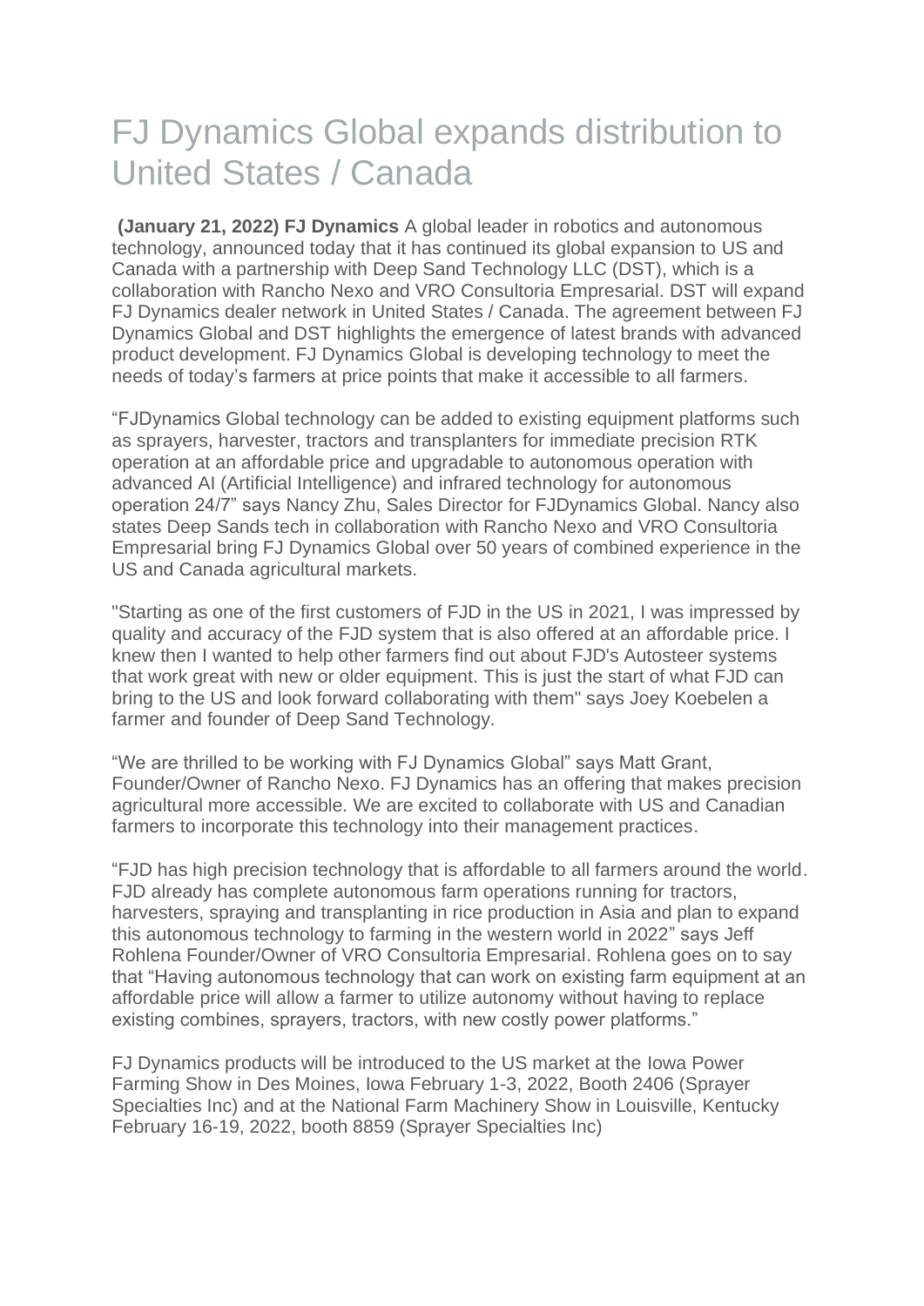# FJ Dynamics Global expands distribution to United States / Canada

**(January 21, 2022) FJ Dynamics** A global leader in robotics and autonomous technology, announced today that it has continued its global expansion to US and Canada with a partnership with Deep Sand Technology LLC (DST), which is a collaboration with Rancho Nexo and VRO Consultoria Empresarial. DST will expand FJ Dynamics dealer network in United States / Canada. The agreement between FJ Dynamics Global and DST highlights the emergence of latest brands with advanced product development. FJ Dynamics Global is developing technology to meet the needs of today's farmers at price points that make it accessible to all farmers.

"FJDynamics Global technology can be added to existing equipment platforms such as sprayers, harvester, tractors and transplanters for immediate precision RTK operation at an affordable price and upgradable to autonomous operation with advanced AI (Artificial Intelligence) and infrared technology for autonomous operation 24/7" says Nancy Zhu, Sales Director for FJDynamics Global. Nancy also states Deep Sands tech in collaboration with Rancho Nexo and VRO Consultoria Empresarial bring FJ Dynamics Global over 50 years of combined experience in the US and Canada agricultural markets.

"Starting as one of the first customers of FJD in the US in 2021, I was impressed by quality and accuracy of the FJD system that is also offered at an affordable price. I knew then I wanted to help other farmers find out about FJD's Autosteer systems that work great with new or older equipment. This is just the start of what FJD can bring to the US and look forward collaborating with them" says Joey Koebelen a farmer and founder of Deep Sand Technology.

"We are thrilled to be working with FJ Dynamics Global" says Matt Grant, Founder/Owner of Rancho Nexo. FJ Dynamics has an offering that makes precision agricultural more accessible. We are excited to collaborate with US and Canadian farmers to incorporate this technology into their management practices.

"FJD has high precision technology that is affordable to all farmers around the world. FJD already has complete autonomous farm operations running for tractors, harvesters, spraying and transplanting in rice production in Asia and plan to expand this autonomous technology to farming in the western world in 2022" says Jeff Rohlena Founder/Owner of VRO Consultoria Empresarial. Rohlena goes on to say that "Having autonomous technology that can work on existing farm equipment at an affordable price will allow a farmer to utilize autonomy without having to replace existing combines, sprayers, tractors, with new costly power platforms."

FJ Dynamics products will be introduced to the US market at the Iowa Power Farming Show in Des Moines, Iowa February 1-3, 2022, Booth 2406 (Sprayer Specialties Inc) and at the National Farm Machinery Show in Louisville, Kentucky February 16-19, 2022, booth 8859 (Sprayer Specialties Inc)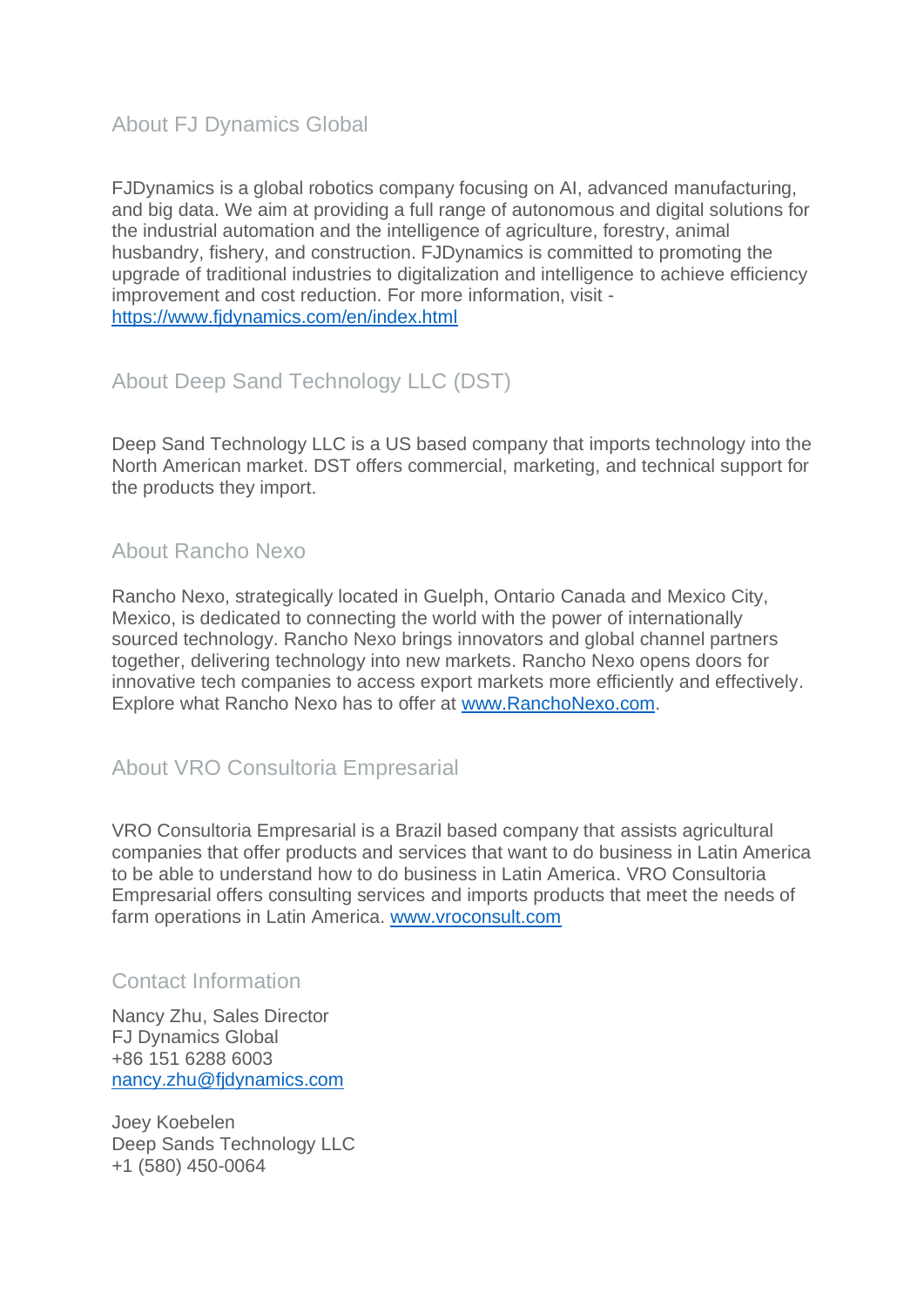## About FJ Dynamics Global

FJDynamics is a global robotics company focusing on AI, advanced manufacturing, and big data. We aim at providing a full range of autonomous and digital solutions for the industrial automation and the intelligence of agriculture, forestry, animal husbandry, fishery, and construction. FJDynamics is committed to promoting the upgrade of traditional industries to digitalization and intelligence to achieve efficiency improvement and cost reduction. For more information, visit - https://www.fjdynamics.com/en/index.html

## About Deep Sand Technology LLC (DST)

Deep Sand Technology LLC is a US based company that imports technology into the North American market. DST offers commercial, marketing, and technical support for the products they import.

## About Rancho Nexo

Rancho Nexo, strategically located in Guelph, Ontario Canada and Mexico City, Mexico, is dedicated to connecting the world with the power of internationally sourced technology. Rancho Nexo brings innovators and global channel partners together, delivering technology into new markets. Rancho Nexo opens doors for innovative tech companies to access export markets more efficiently and effectively. Explore what Rancho Nexo has to offer at www.RanchoNexo.com.

## About VRO Consultoria Empresarial

VRO Consultoria Empresarial is a Brazil based company that assists agricultural companies that offer products and services that want to do business in Latin America to be able to understand how to do business in Latin America. VRO Consultoria Empresarial offers consulting services and imports products that meet the needs of farm operations in Latin America. www.vroconsult.com

## Contact Information

Nancy Zhu, Sales Director
FJ Dynamics Global
+86 151 6288 6003
nancy.zhu@fjdynamics.com

Joey Koebelen
Deep Sands Technology LLC
+1 (580) 450-0064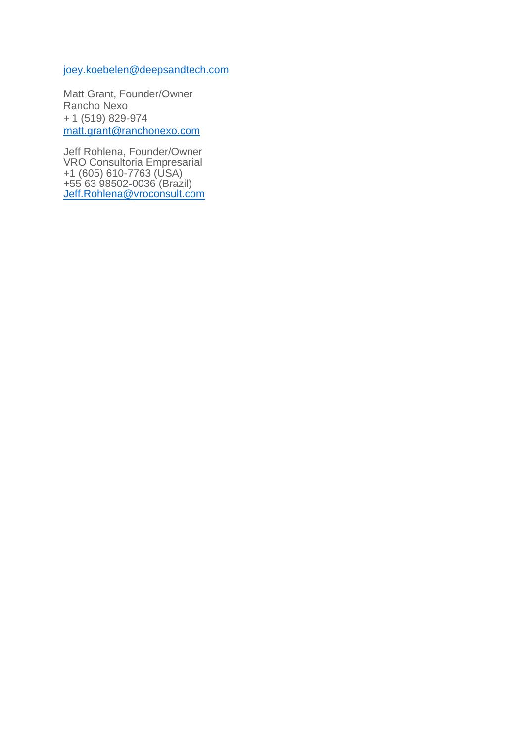joey.koebelen@deepsandtech.com

Matt Grant, Founder/Owner
Rancho Nexo
+ 1 (519) 829-974
matt.grant@ranchonexo.com

Jeff Rohlena, Founder/Owner
VRO Consultoria Empresarial
+1 (605) 610-7763 (USA)
+55 63 98502-0036 (Brazil)
Jeff.Rohlena@vroconsult.com